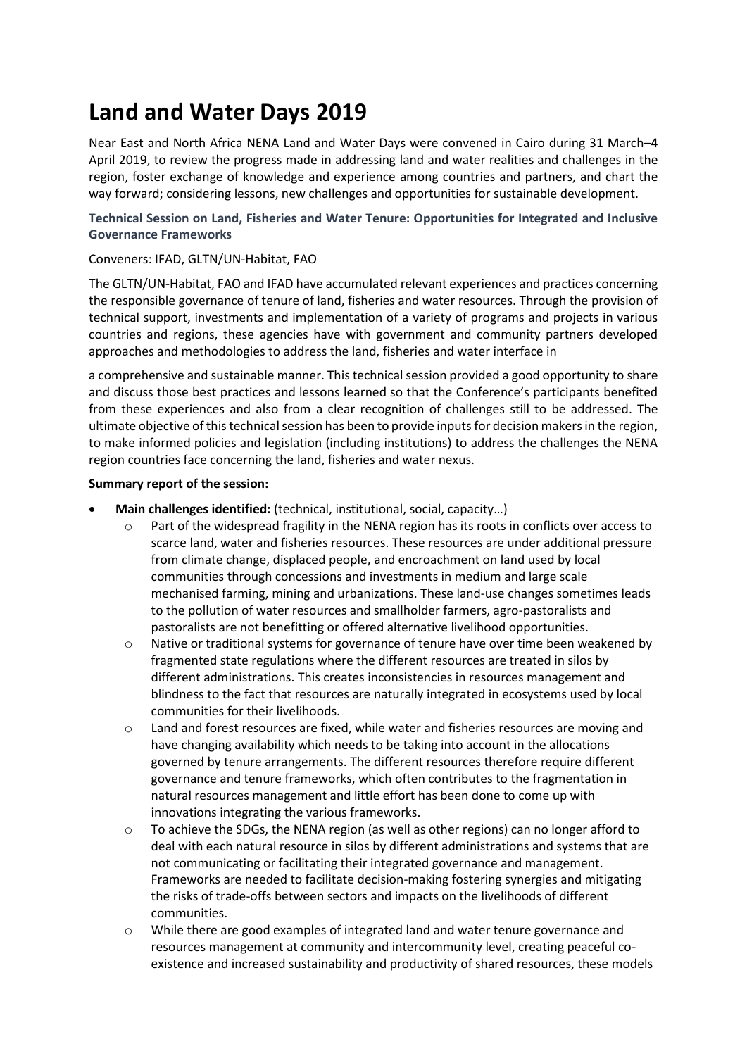# Land and Water Days 2019

Near East and North Africa NENA Land and Water Days were convened in Cairo during 31 March–4 April 2019, to review the progress made in addressing land and water realities and challenges in the region, foster exchange of knowledge and experience among countries and partners, and chart the way forward; considering lessons, new challenges and opportunities for sustainable development.

### Technical Session on Land, Fisheries and Water Tenure: Opportunities for Integrated and Inclusive Governance Frameworks

Conveners: IFAD, GLTN/UN-Habitat, FAO

The GLTN/UN-Habitat, FAO and IFAD have accumulated relevant experiences and practices concerning the responsible governance of tenure of land, fisheries and water resources. Through the provision of technical support, investments and implementation of a variety of programs and projects in various countries and regions, these agencies have with government and community partners developed approaches and methodologies to address the land, fisheries and water interface in

a comprehensive and sustainable manner. This technical session provided a good opportunity to share and discuss those best practices and lessons learned so that the Conference's participants benefited from these experiences and also from a clear recognition of challenges still to be addressed. The ultimate objective of this technical session has been to provide inputs for decision makers in the region, to make informed policies and legislation (including institutions) to address the challenges the NENA region countries face concerning the land, fisheries and water nexus.

**Summary report of the session:**

- **Main challenges identified:** (technical, institutional, social, capacity…)
  - Part of the widespread fragility in the NENA region has its roots in conflicts over access to scarce land, water and fisheries resources. These resources are under additional pressure from climate change, displaced people, and encroachment on land used by local communities through concessions and investments in medium and large scale mechanised farming, mining and urbanizations. These land-use changes sometimes leads to the pollution of water resources and smallholder farmers, agro-pastoralists and pastoralists are not benefitting or offered alternative livelihood opportunities.
  - Native or traditional systems for governance of tenure have over time been weakened by fragmented state regulations where the different resources are treated in silos by different administrations. This creates inconsistencies in resources management and blindness to the fact that resources are naturally integrated in ecosystems used by local communities for their livelihoods.
  - Land and forest resources are fixed, while water and fisheries resources are moving and have changing availability which needs to be taking into account in the allocations governed by tenure arrangements. The different resources therefore require different governance and tenure frameworks, which often contributes to the fragmentation in natural resources management and little effort has been done to come up with innovations integrating the various frameworks.
  - To achieve the SDGs, the NENA region (as well as other regions) can no longer afford to deal with each natural resource in silos by different administrations and systems that are not communicating or facilitating their integrated governance and management. Frameworks are needed to facilitate decision-making fostering synergies and mitigating the risks of trade-offs between sectors and impacts on the livelihoods of different communities.
  - While there are good examples of integrated land and water tenure governance and resources management at community and intercommunity level, creating peaceful co-existence and increased sustainability and productivity of shared resources, these models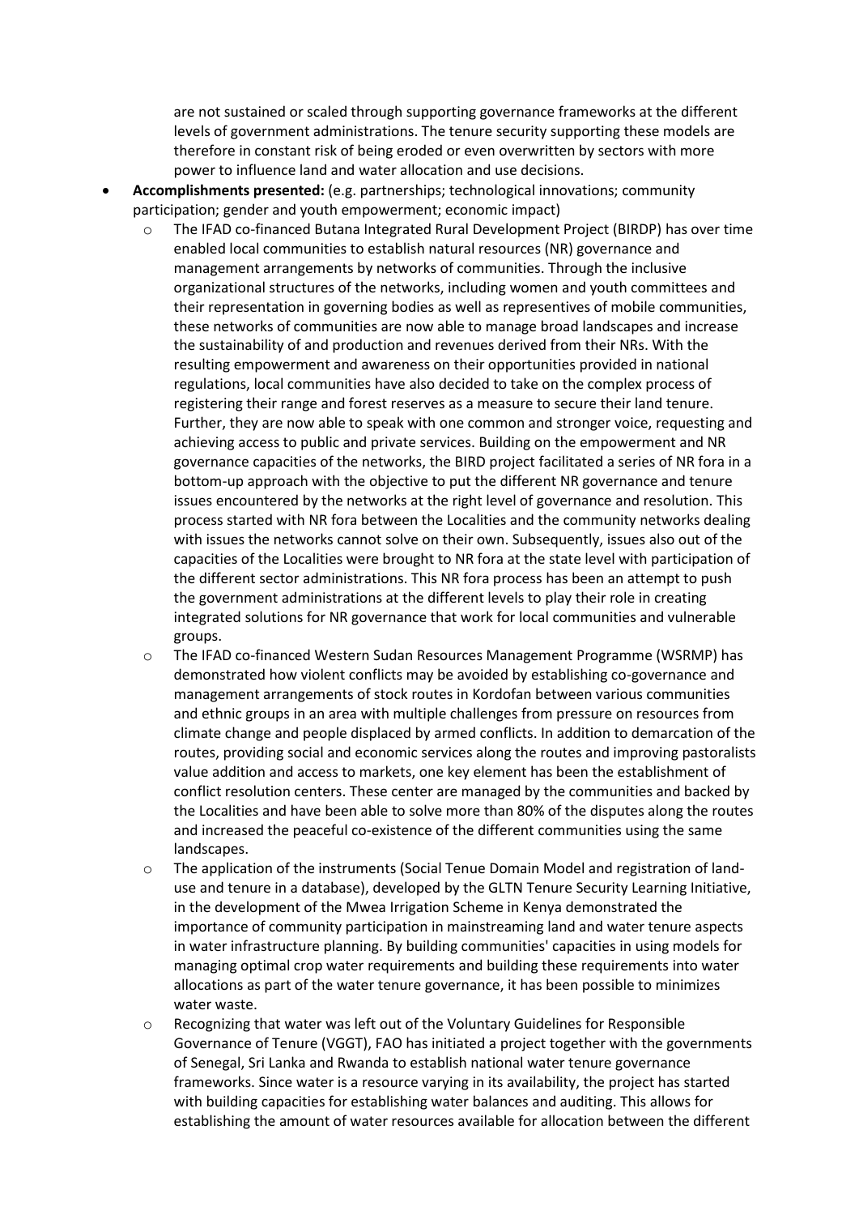are not sustained or scaled through supporting governance frameworks at the different levels of government administrations. The tenure security supporting these models are therefore in constant risk of being eroded or even overwritten by sectors with more power to influence land and water allocation and use decisions.

- **Accomplishments presented:** (e.g. partnerships; technological innovations; community participation; gender and youth empowerment; economic impact)
  - The IFAD co-financed Butana Integrated Rural Development Project (BIRDP) has over time enabled local communities to establish natural resources (NR) governance and management arrangements by networks of communities. Through the inclusive organizational structures of the networks, including women and youth committees and their representation in governing bodies as well as representives of mobile communities, these networks of communities are now able to manage broad landscapes and increase the sustainability of and production and revenues derived from their NRs. With the resulting empowerment and awareness on their opportunities provided in national regulations, local communities have also decided to take on the complex process of registering their range and forest reserves as a measure to secure their land tenure. Further, they are now able to speak with one common and stronger voice, requesting and achieving access to public and private services. Building on the empowerment and NR governance capacities of the networks, the BIRD project facilitated a series of NR fora in a bottom-up approach with the objective to put the different NR governance and tenure issues encountered by the networks at the right level of governance and resolution. This process started with NR fora between the Localities and the community networks dealing with issues the networks cannot solve on their own. Subsequently, issues also out of the capacities of the Localities were brought to NR fora at the state level with participation of the different sector administrations. This NR fora process has been an attempt to push the government administrations at the different levels to play their role in creating integrated solutions for NR governance that work for local communities and vulnerable groups.
  - The IFAD co-financed Western Sudan Resources Management Programme (WSRMP) has demonstrated how violent conflicts may be avoided by establishing co-governance and management arrangements of stock routes in Kordofan between various communities and ethnic groups in an area with multiple challenges from pressure on resources from climate change and people displaced by armed conflicts. In addition to demarcation of the routes, providing social and economic services along the routes and improving pastoralists value addition and access to markets, one key element has been the establishment of conflict resolution centers. These center are managed by the communities and backed by the Localities and have been able to solve more than 80% of the disputes along the routes and increased the peaceful co-existence of the different communities using the same landscapes.
  - The application of the instruments (Social Tenue Domain Model and registration of land-use and tenure in a database), developed by the GLTN Tenure Security Learning Initiative, in the development of the Mwea Irrigation Scheme in Kenya demonstrated the importance of community participation in mainstreaming land and water tenure aspects in water infrastructure planning. By building communities' capacities in using models for managing optimal crop water requirements and building these requirements into water allocations as part of the water tenure governance, it has been possible to minimizes water waste.
  - Recognizing that water was left out of the Voluntary Guidelines for Responsible Governance of Tenure (VGGT), FAO has initiated a project together with the governments of Senegal, Sri Lanka and Rwanda to establish national water tenure governance frameworks. Since water is a resource varying in its availability, the project has started with building capacities for establishing water balances and auditing. This allows for establishing the amount of water resources available for allocation between the different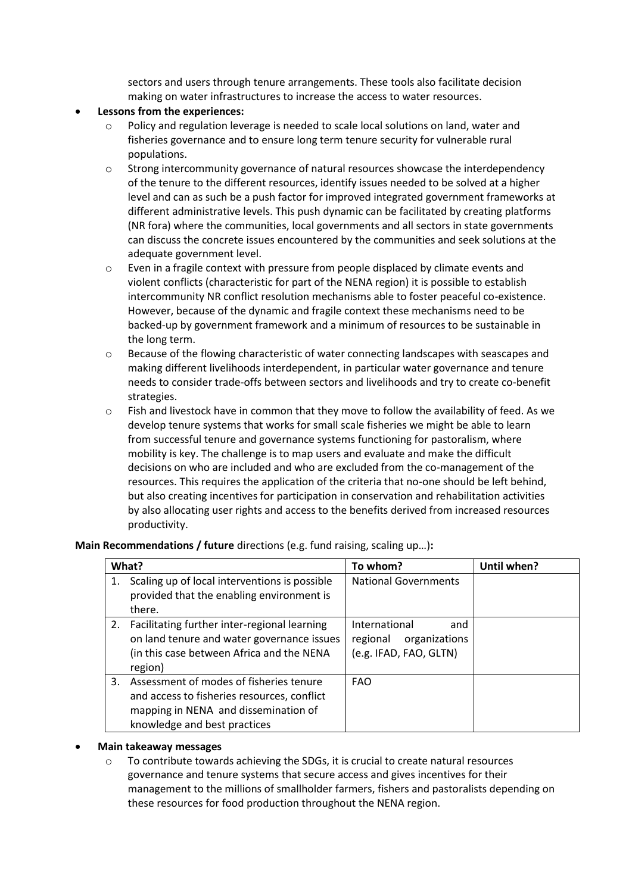sectors and users through tenure arrangements. These tools also facilitate decision making on water infrastructures to increase the access to water resources.

- **Lessons from the experiences:**
  - Policy and regulation leverage is needed to scale local solutions on land, water and fisheries governance and to ensure long term tenure security for vulnerable rural populations.
  - Strong intercommunity governance of natural resources showcase the interdependency of the tenure to the different resources, identify issues needed to be solved at a higher level and can as such be a push factor for improved integrated government frameworks at different administrative levels. This push dynamic can be facilitated by creating platforms (NR fora) where the communities, local governments and all sectors in state governments can discuss the concrete issues encountered by the communities and seek solutions at the adequate government level.
  - Even in a fragile context with pressure from people displaced by climate events and violent conflicts (characteristic for part of the NENA region) it is possible to establish intercommunity NR conflict resolution mechanisms able to foster peaceful co-existence. However, because of the dynamic and fragile context these mechanisms need to be backed-up by government framework and a minimum of resources to be sustainable in the long term.
  - Because of the flowing characteristic of water connecting landscapes with seascapes and making different livelihoods interdependent, in particular water governance and tenure needs to consider trade-offs between sectors and livelihoods and try to create co-benefit strategies.
  - Fish and livestock have in common that they move to follow the availability of feed. As we develop tenure systems that works for small scale fisheries we might be able to learn from successful tenure and governance systems functioning for pastoralism, where mobility is key. The challenge is to map users and evaluate and make the difficult decisions on who are included and who are excluded from the co-management of the resources. This requires the application of the criteria that no-one should be left behind, but also creating incentives for participation in conservation and rehabilitation activities by also allocating user rights and access to the benefits derived from increased resources productivity.

**Main Recommendations / future** directions (e.g. fund raising, scaling up…)**:**

| What? | To whom? | Until when? |
|---|---|---|
| 1. Scaling up of local interventions is possible provided that the enabling environment is there. | National Governments | |
| 2. Facilitating further inter-regional learning on land tenure and water governance issues (in this case between Africa and the NENA region) | International and regional organizations (e.g. IFAD, FAO, GLTN) | |
| 3. Assessment of modes of fisheries tenure and access to fisheries resources, conflict mapping in NENA and dissemination of knowledge and best practices | FAO | |

- **Main takeaway messages**
  - To contribute towards achieving the SDGs, it is crucial to create natural resources governance and tenure systems that secure access and gives incentives for their management to the millions of smallholder farmers, fishers and pastoralists depending on these resources for food production throughout the NENA region.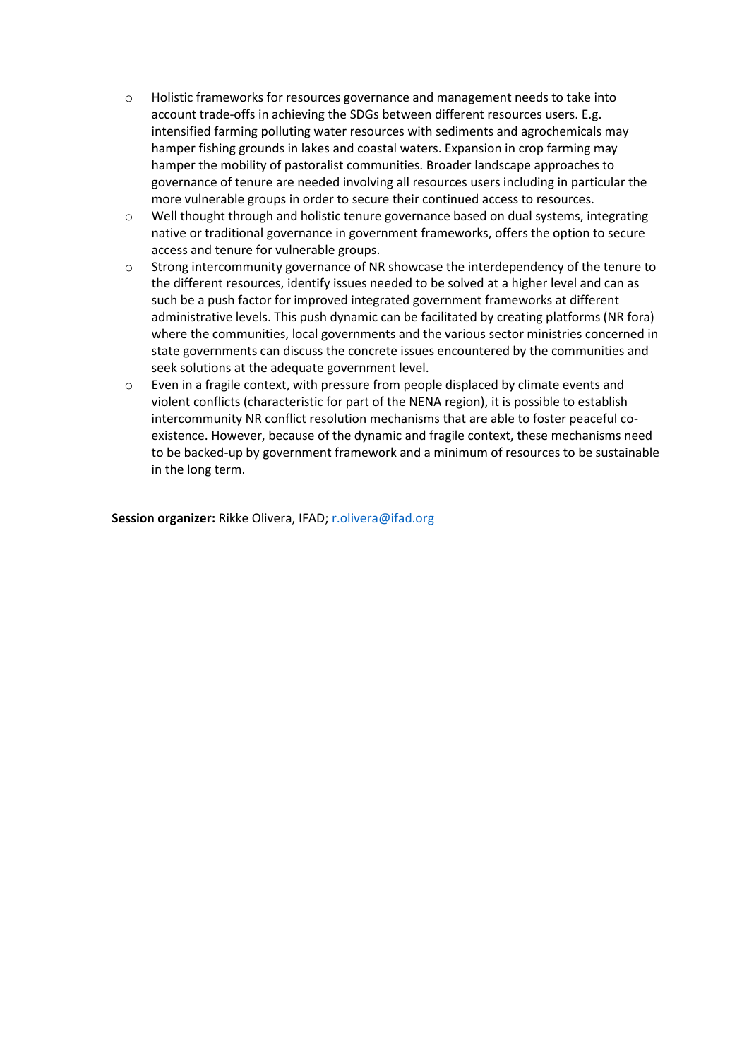- Holistic frameworks for resources governance and management needs to take into account trade-offs in achieving the SDGs between different resources users. E.g. intensified farming polluting water resources with sediments and agrochemicals may hamper fishing grounds in lakes and coastal waters. Expansion in crop farming may hamper the mobility of pastoralist communities. Broader landscape approaches to governance of tenure are needed involving all resources users including in particular the more vulnerable groups in order to secure their continued access to resources.
- Well thought through and holistic tenure governance based on dual systems, integrating native or traditional governance in government frameworks, offers the option to secure access and tenure for vulnerable groups.
- Strong intercommunity governance of NR showcase the interdependency of the tenure to the different resources, identify issues needed to be solved at a higher level and can as such be a push factor for improved integrated government frameworks at different administrative levels. This push dynamic can be facilitated by creating platforms (NR fora) where the communities, local governments and the various sector ministries concerned in state governments can discuss the concrete issues encountered by the communities and seek solutions at the adequate government level.
- Even in a fragile context, with pressure from people displaced by climate events and violent conflicts (characteristic for part of the NENA region), it is possible to establish intercommunity NR conflict resolution mechanisms that are able to foster peaceful co-existence. However, because of the dynamic and fragile context, these mechanisms need to be backed-up by government framework and a minimum of resources to be sustainable in the long term.

**Session organizer:** Rikke Olivera, IFAD; r.olivera@ifad.org